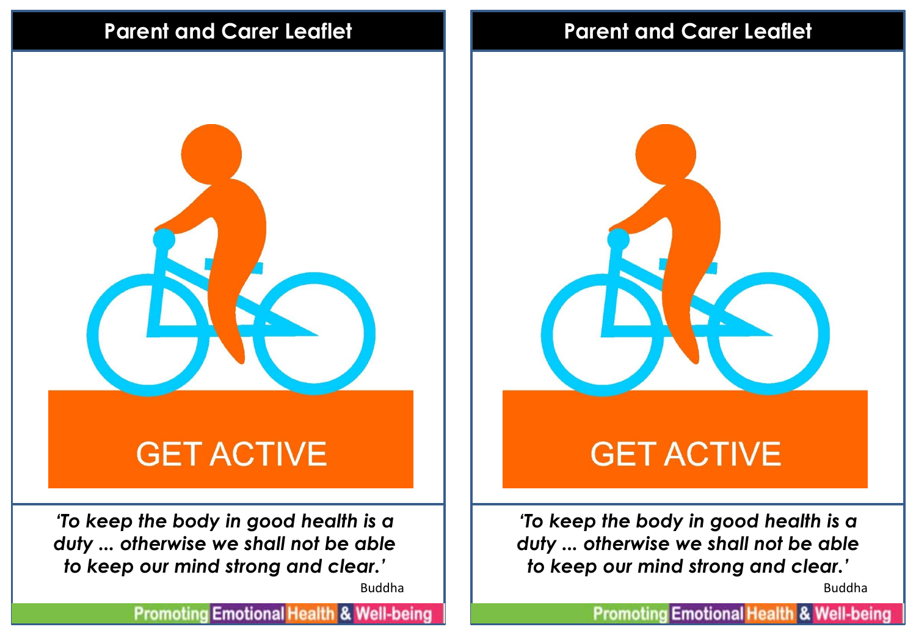## Parent and Carer Leaflet

GET ACTIVE

*'To keep the body in good health is a duty ... otherwise we shall not be able to keep our mind strong and clear.'*

Buddha

Promoting Emotional Health & Well-being

## Parent and Carer Leaflet

GET ACTIVE

*'To keep the body in good health is a duty ... otherwise we shall not be able to keep our mind strong and clear.'*

Buddha

Promoting Emotional Health & Well-being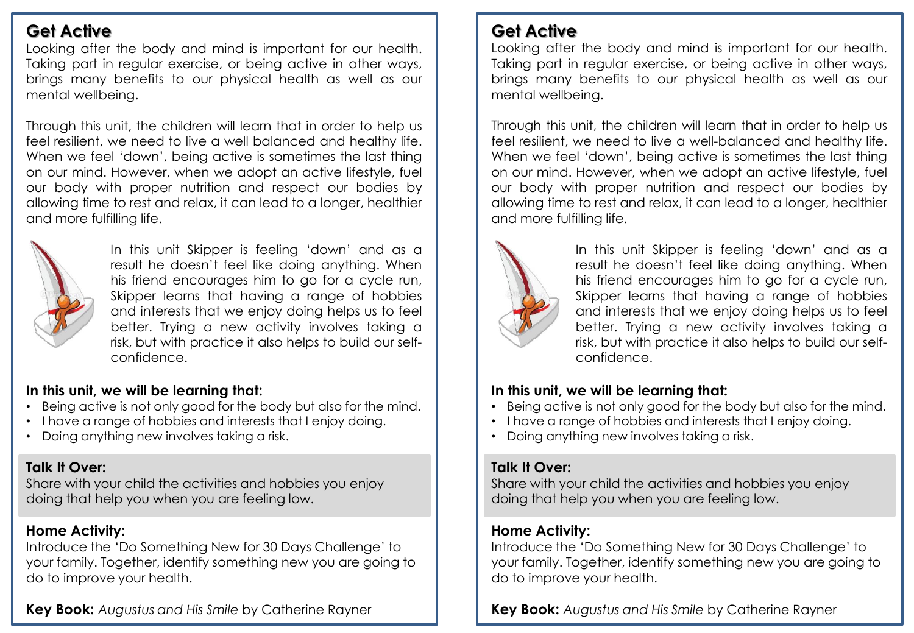## Get Active

Looking after the body and mind is important for our health. Taking part in regular exercise, or being active in other ways, brings many benefits to our physical health as well as our mental wellbeing.

Through this unit, the children will learn that in order to help us feel resilient, we need to live a well balanced and healthy life. When we feel 'down', being active is sometimes the last thing on our mind. However, when we adopt an active lifestyle, fuel our body with proper nutrition and respect our bodies by allowing time to rest and relax, it can lead to a longer, healthier and more fulfilling life.

In this unit Skipper is feeling 'down' and as a result he doesn't feel like doing anything. When his friend encourages him to go for a cycle run, Skipper learns that having a range of hobbies and interests that we enjoy doing helps us to feel better. Trying a new activity involves taking a risk, but with practice it also helps to build our self-confidence.

**In this unit, we will be learning that:**

- Being active is not only good for the body but also for the mind.
- I have a range of hobbies and interests that I enjoy doing.
- Doing anything new involves taking a risk.

**Talk It Over:**

Share with your child the activities and hobbies you enjoy doing that help you when you are feeling low.

**Home Activity:**

Introduce the 'Do Something New for 30 Days Challenge' to your family. Together, identify something new you are going to do to improve your health.

**Key Book:** *Augustus and His Smile* by Catherine Rayner

## Get Active

Looking after the body and mind is important for our health. Taking part in regular exercise, or being active in other ways, brings many benefits to our physical health as well as our mental wellbeing.

Through this unit, the children will learn that in order to help us feel resilient, we need to live a well-balanced and healthy life. When we feel 'down', being active is sometimes the last thing on our mind. However, when we adopt an active lifestyle, fuel our body with proper nutrition and respect our bodies by allowing time to rest and relax, it can lead to a longer, healthier and more fulfilling life.

In this unit Skipper is feeling 'down' and as a result he doesn't feel like doing anything. When his friend encourages him to go for a cycle run, Skipper learns that having a range of hobbies and interests that we enjoy doing helps us to feel better. Trying a new activity involves taking a risk, but with practice it also helps to build our self-confidence.

**In this unit, we will be learning that:**

- Being active is not only good for the body but also for the mind.
- I have a range of hobbies and interests that I enjoy doing.
- Doing anything new involves taking a risk.

**Talk It Over:**

Share with your child the activities and hobbies you enjoy doing that help you when you are feeling low.

**Home Activity:**

Introduce the 'Do Something New for 30 Days Challenge' to your family. Together, identify something new you are going to do to improve your health.

**Key Book:** *Augustus and His Smile* by Catherine Rayner